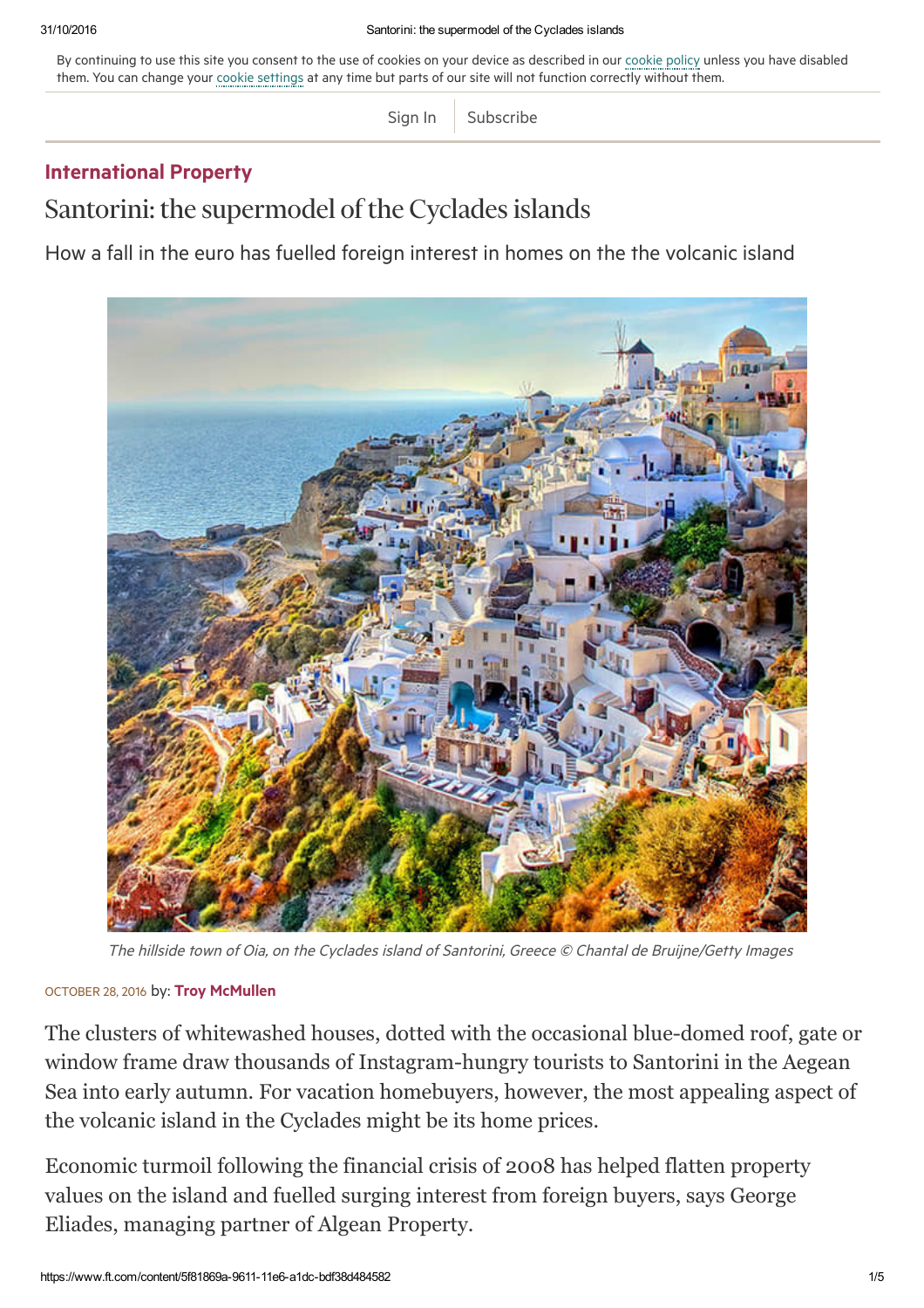By continuing to use this site you consent to the use of cookies on your device as described in our cookie policy unless you have disabled them. You can change your cookie settings at any time but parts of our site will not function correctly without them.

Sign In | Subscribe

**International Property**

# Santorini: the supermodel of the Cyclades islands

How a fall in the euro has fuelled foreign interest in homes on the the volcanic island

*The hillside town of Oia, on the Cyclades island of Santorini, Greece © Chantal de Bruijne/Getty Images*

OCTOBER 28, 2016 by: **Troy McMullen**

The clusters of whitewashed houses, dotted with the occasional blue-domed roof, gate or window frame draw thousands of Instagram-hungry tourists to Santorini in the Aegean Sea into early autumn. For vacation homebuyers, however, the most appealing aspect of the volcanic island in the Cyclades might be its home prices.

Economic turmoil following the financial crisis of 2008 has helped flatten property values on the island and fuelled surging interest from foreign buyers, says George Eliades, managing partner of Algean Property.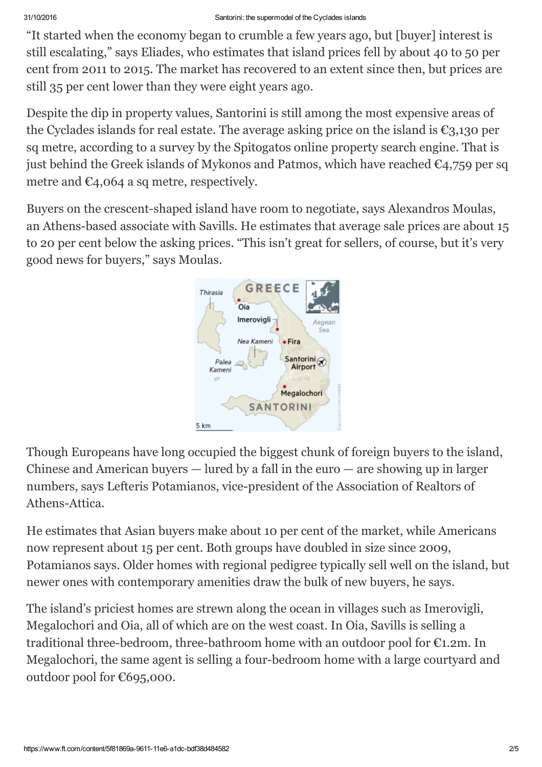"It started when the economy began to crumble a few years ago, but [buyer] interest is still escalating," says Eliades, who estimates that island prices fell by about 40 to 50 per cent from 2011 to 2015. The market has recovered to an extent since then, but prices are still 35 per cent lower than they were eight years ago.

Despite the dip in property values, Santorini is still among the most expensive areas of the Cyclades islands for real estate. The average asking price on the island is €3,130 per sq metre, according to a survey by the Spitogatos online property search engine. That is just behind the Greek islands of Mykonos and Patmos, which have reached €4,759 per sq metre and €4,064 a sq metre, respectively.

Buyers on the crescent-shaped island have room to negotiate, says Alexandros Moulas, an Athens-based associate with Savills. He estimates that average sale prices are about 15 to 20 per cent below the asking prices. "This isn't great for sellers, of course, but it's very good news for buyers," says Moulas.

Though Europeans have long occupied the biggest chunk of foreign buyers to the island, Chinese and American buyers — lured by a fall in the euro — are showing up in larger numbers, says Lefteris Potamianos, vice-president of the Association of Realtors of Athens-Attica.

He estimates that Asian buyers make about 10 per cent of the market, while Americans now represent about 15 per cent. Both groups have doubled in size since 2009, Potamianos says. Older homes with regional pedigree typically sell well on the island, but newer ones with contemporary amenities draw the bulk of new buyers, he says.

The island's priciest homes are strewn along the ocean in villages such as Imerovigli, Megalochori and Oia, all of which are on the west coast. In Oia, Savills is selling a traditional three-bedroom, three-bathroom home with an outdoor pool for €1.2m. In Megalochori, the same agent is selling a four-bedroom home with a large courtyard and outdoor pool for €695,000.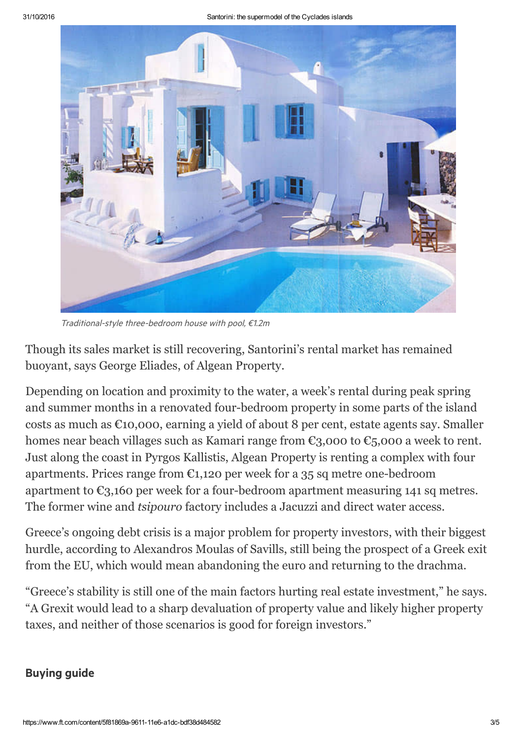Traditional-style three-bedroom house with pool, €1.2m

Though its sales market is still recovering, Santorini's rental market has remained buoyant, says George Eliades, of Algean Property.

Depending on location and proximity to the water, a week's rental during peak spring and summer months in a renovated four-bedroom property in some parts of the island costs as much as €10,000, earning a yield of about 8 per cent, estate agents say. Smaller homes near beach villages such as Kamari range from €3,000 to €5,000 a week to rent. Just along the coast in Pyrgos Kallistis, Algean Property is renting a complex with four apartments. Prices range from €1,120 per week for a 35 sq metre one-bedroom apartment to €3,160 per week for a four-bedroom apartment measuring 141 sq metres. The former wine and *tsipouro* factory includes a Jacuzzi and direct water access.

Greece's ongoing debt crisis is a major problem for property investors, with their biggest hurdle, according to Alexandros Moulas of Savills, still being the prospect of a Greek exit from the EU, which would mean abandoning the euro and returning to the drachma.

"Greece's stability is still one of the main factors hurting real estate investment," he says. "A Grexit would lead to a sharp devaluation of property value and likely higher property taxes, and neither of those scenarios is good for foreign investors."

## Buying guide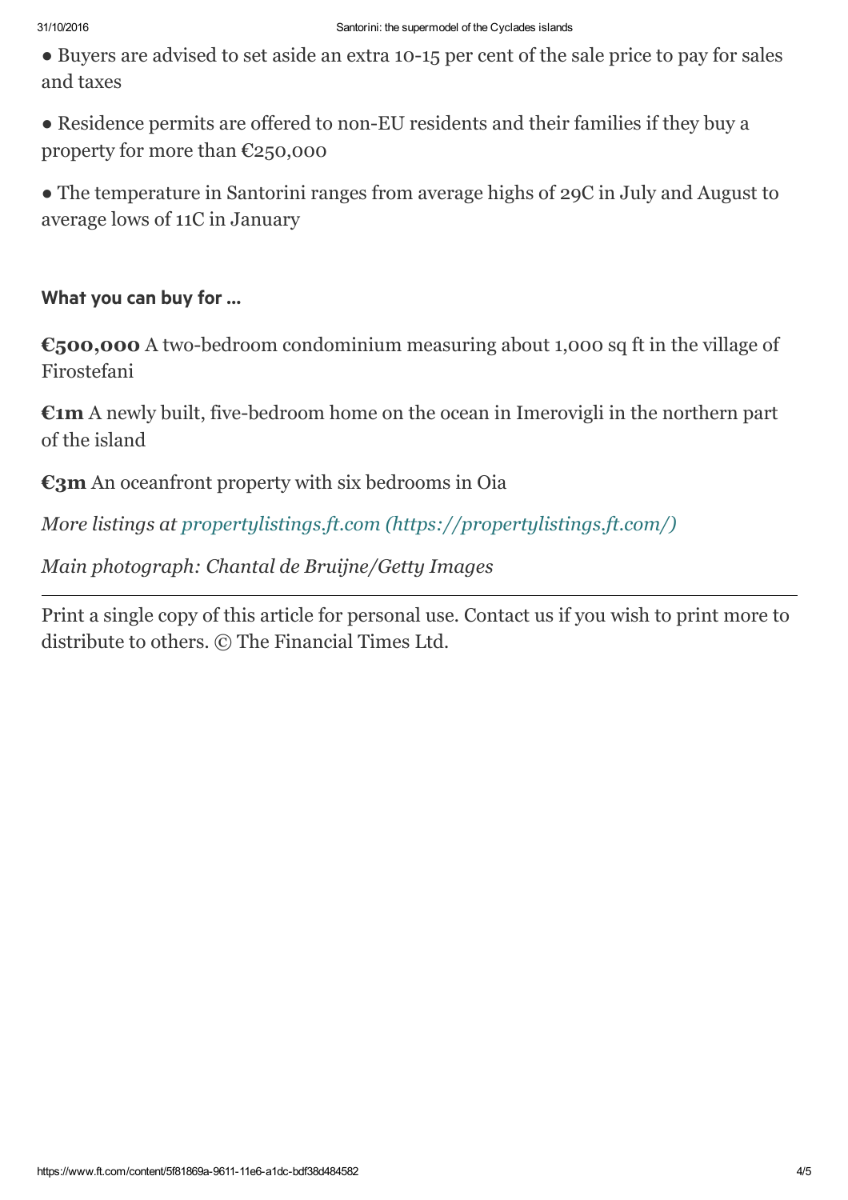- Buyers are advised to set aside an extra 10-15 per cent of the sale price to pay for sales and taxes
- Residence permits are offered to non-EU residents and their families if they buy a property for more than €250,000
- The temperature in Santorini ranges from average highs of 29C in July and August to average lows of 11C in January

### What you can buy for ...

**€500,000** A two-bedroom condominium measuring about 1,000 sq ft in the village of Firostefani

**€1m** A newly built, five-bedroom home on the ocean in Imerovigli in the northern part of the island

**€3m** An oceanfront property with six bedrooms in Oia

*More listings at propertylistings.ft.com (https://propertylistings.ft.com/)*

*Main photograph: Chantal de Bruijne/Getty Images*

---

Print a single copy of this article for personal use. Contact us if you wish to print more to distribute to others. © The Financial Times Ltd.